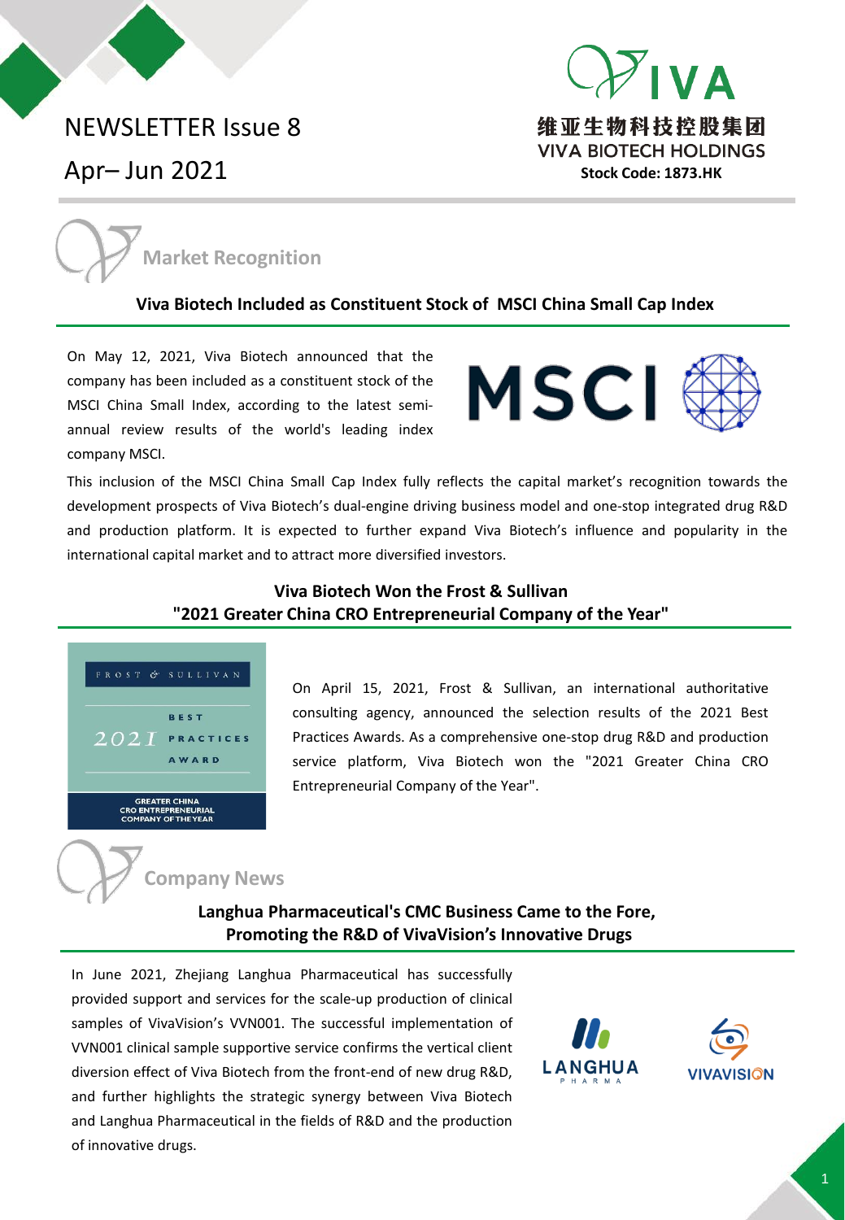# NEWSLETTER Issue 8

Apr– Jun 2021

维亚生物科技控股集团
VIVA BIOTECH HOLDINGS
**Stock Code: 1873.HK**

## Market Recognition

### Viva Biotech Included as Constituent Stock of MSCI China Small Cap Index

On May 12, 2021, Viva Biotech announced that the company has been included as a constituent stock of the MSCI China Small Index, according to the latest semi-annual review results of the world's leading index company MSCI.

This inclusion of the MSCI China Small Cap Index fully reflects the capital market's recognition towards the development prospects of Viva Biotech's dual-engine driving business model and one-stop integrated drug R&D and production platform. It is expected to further expand Viva Biotech's influence and popularity in the international capital market and to attract more diversified investors.

### Viva Biotech Won the Frost & Sullivan "2021 Greater China CRO Entrepreneurial Company of the Year"

On April 15, 2021, Frost & Sullivan, an international authoritative consulting agency, announced the selection results of the 2021 Best Practices Awards. As a comprehensive one-stop drug R&D and production service platform, Viva Biotech won the "2021 Greater China CRO Entrepreneurial Company of the Year".

## Company News

### Langhua Pharmaceutical's CMC Business Came to the Fore, Promoting the R&D of VivaVision's Innovative Drugs

In June 2021, Zhejiang Langhua Pharmaceutical has successfully provided support and services for the scale-up production of clinical samples of VivaVision's VVN001. The successful implementation of VVN001 clinical sample supportive service confirms the vertical client diversion effect of Viva Biotech from the front-end of new drug R&D, and further highlights the strategic synergy between Viva Biotech and Langhua Pharmaceutical in the fields of R&D and the production of innovative drugs.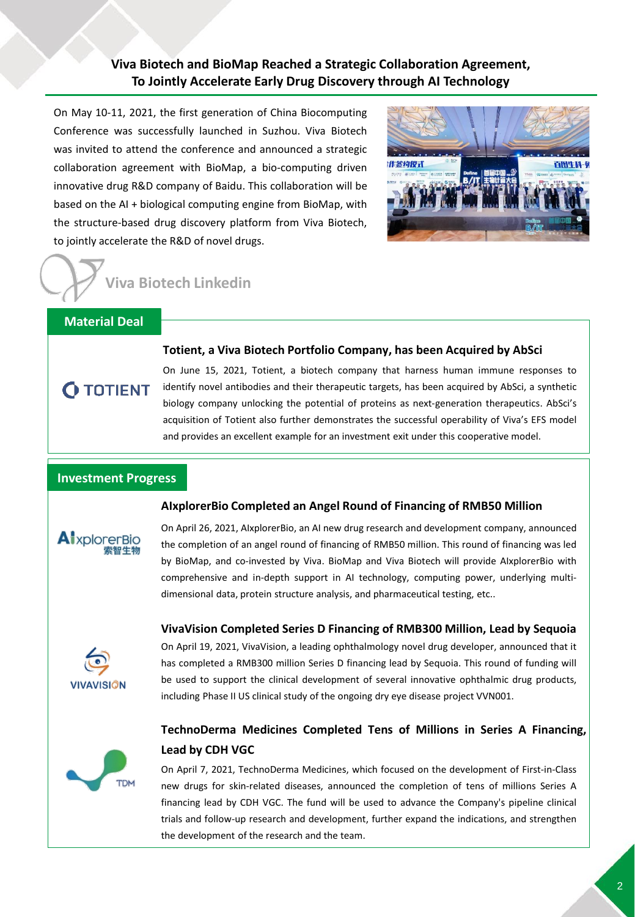## Viva Biotech and BioMap Reached a Strategic Collaboration Agreement, To Jointly Accelerate Early Drug Discovery through AI Technology

On May 10-11, 2021, the first generation of China Biocomputing Conference was successfully launched in Suzhou. Viva Biotech was invited to attend the conference and announced a strategic collaboration agreement with BioMap, a bio-computing driven innovative drug R&D company of Baidu. This collaboration will be based on the AI + biological computing engine from BioMap, with the structure-based drug discovery platform from Viva Biotech, to jointly accelerate the R&D of novel drugs.

Viva Biotech Linkedin

## Material Deal

### Totient, a Viva Biotech Portfolio Company, has been Acquired by AbSci

TOTIENT

On June 15, 2021, Totient, a biotech company that harness human immune responses to identify novel antibodies and their therapeutic targets, has been acquired by AbSci, a synthetic biology company unlocking the potential of proteins as next-generation therapeutics. AbSci's acquisition of Totient also further demonstrates the successful operability of Viva's EFS model and provides an excellent example for an investment exit under this cooperative model.

## Investment Progress

### AIxplorerBio Completed an Angel Round of Financing of RMB50 Million

AIxplorerBio 索智生物

On April 26, 2021, AIxplorerBio, an AI new drug research and development company, announced the completion of an angel round of financing of RMB50 million. This round of financing was led by BioMap, and co-invested by Viva. BioMap and Viva Biotech will provide AIxplorerBio with comprehensive and in-depth support in AI technology, computing power, underlying multi-dimensional data, protein structure analysis, and pharmaceutical testing, etc..

### VivaVision Completed Series D Financing of RMB300 Million, Lead by Sequoia

VIVAVISION

On April 19, 2021, VivaVision, a leading ophthalmology novel drug developer, announced that it has completed a RMB300 million Series D financing lead by Sequoia. This round of funding will be used to support the clinical development of several innovative ophthalmic drug products, including Phase II US clinical study of the ongoing dry eye disease project VVN001.

### TechnoDerma Medicines Completed Tens of Millions in Series A Financing, Lead by CDH VGC

TDM

On April 7, 2021, TechnoDerma Medicines, which focused on the development of First-in-Class new drugs for skin-related diseases, announced the completion of tens of millions Series A financing lead by CDH VGC. The fund will be used to advance the Company's pipeline clinical trials and follow-up research and development, further expand the indications, and strengthen the development of the research and the team.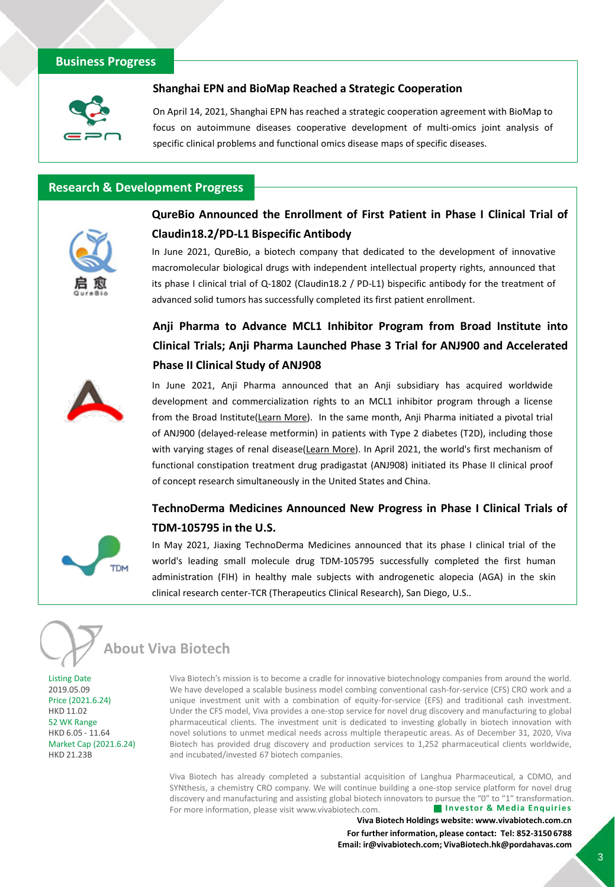## Business Progress

### Shanghai EPN and BioMap Reached a Strategic Cooperation

On April 14, 2021, Shanghai EPN has reached a strategic cooperation agreement with BioMap to focus on autoimmune diseases cooperative development of multi-omics joint analysis of specific clinical problems and functional omics disease maps of specific diseases.

## Research & Development Progress

### QureBio Announced the Enrollment of First Patient in Phase I Clinical Trial of Claudin18.2/PD-L1 Bispecific Antibody

In June 2021, QureBio, a biotech company that dedicated to the development of innovative macromolecular biological drugs with independent intellectual property rights, announced that its phase I clinical trial of Q-1802 (Claudin18.2 / PD-L1) bispecific antibody for the treatment of advanced solid tumors has successfully completed its first patient enrollment.

### Anji Pharma to Advance MCL1 Inhibitor Program from Broad Institute into Clinical Trials; Anji Pharma Launched Phase 3 Trial for ANJ900 and Accelerated Phase II Clinical Study of ANJ908

In June 2021, Anji Pharma announced that an Anji subsidiary has acquired worldwide development and commercialization rights to an MCL1 inhibitor program through a license from the Broad Institute(Learn More). In the same month, Anji Pharma initiated a pivotal trial of ANJ900 (delayed-release metformin) in patients with Type 2 diabetes (T2D), including those with varying stages of renal disease(Learn More). In April 2021, the world's first mechanism of functional constipation treatment drug pradigastat (ANJ908) initiated its Phase II clinical proof of concept research simultaneously in the United States and China.

### TechnoDerma Medicines Announced New Progress in Phase I Clinical Trials of TDM-105795 in the U.S.

In May 2021, Jiaxing TechnoDerma Medicines announced that its phase I clinical trial of the world's leading small molecule drug TDM-105795 successfully completed the first human administration (FIH) in healthy male subjects with androgenetic alopecia (AGA) in the skin clinical research center-TCR (Therapeutics Clinical Research), San Diego, U.S..

## About Viva Biotech

Listing Date
2019.05.09
Price (2021.6.24)
HKD 11.02
52 WK Range
HKD 6.05 - 11.64
Market Cap (2021.6.24)
HKD 21.23B

Viva Biotech's mission is to become a cradle for innovative biotechnology companies from around the world. We have developed a scalable business model combing conventional cash-for-service (CFS) CRO work and a unique investment unit with a combination of equity-for-service (EFS) and traditional cash investment. Under the CFS model, Viva provides a one-stop service for novel drug discovery and manufacturing to global pharmaceutical clients. The investment unit is dedicated to investing globally in biotech innovation with novel solutions to unmet medical needs across multiple therapeutic areas. As of December 31, 2020, Viva Biotech has provided drug discovery and production services to 1,252 pharmaceutical clients worldwide, and incubated/invested 67 biotech companies.

Viva Biotech has already completed a substantial acquisition of Langhua Pharmaceutical, a CDMO, and SYNthesis, a chemistry CRO company. We will continue building a one-stop service platform for novel drug discovery and manufacturing and assisting global biotech innovators to pursue the "0" to "1" transformation. For more information, please visit www.vivabiotech.com.

**Investor & Media Enquiries**

**Viva Biotech Holdings website: www.vivabiotech.com.cn**

**For further information, please contact: Tel: 852-3150 6788**

**Email: ir@vivabiotech.com; VivaBiotech.hk@pordahavas.com**